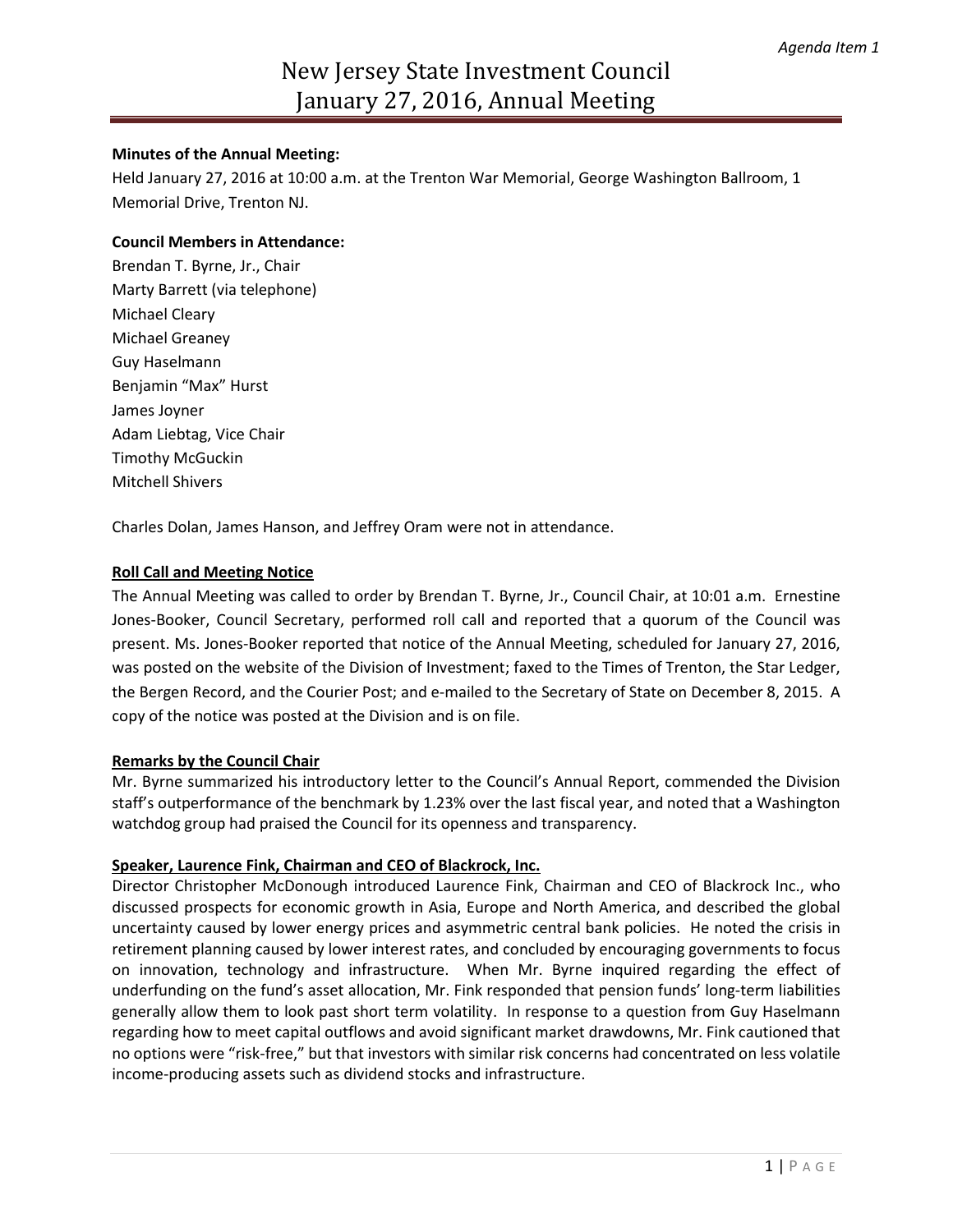# New Jersey State Investment Council
## January 27, 2016, Annual Meeting

**Minutes of the Annual Meeting:**
Held January 27, 2016 at 10:00 a.m. at the Trenton War Memorial, George Washington Ballroom, 1 Memorial Drive, Trenton NJ.

**Council Members in Attendance:**
Brendan T. Byrne, Jr., Chair
Marty Barrett (via telephone)
Michael Cleary
Michael Greaney
Guy Haselmann
Benjamin "Max" Hurst
James Joyner
Adam Liebtag, Vice Chair
Timothy McGuckin
Mitchell Shivers

Charles Dolan, James Hanson, and Jeffrey Oram were not in attendance.

**Roll Call and Meeting Notice**

The Annual Meeting was called to order by Brendan T. Byrne, Jr., Council Chair, at 10:01 a.m. Ernestine Jones-Booker, Council Secretary, performed roll call and reported that a quorum of the Council was present. Ms. Jones-Booker reported that notice of the Annual Meeting, scheduled for January 27, 2016, was posted on the website of the Division of Investment; faxed to the Times of Trenton, the Star Ledger, the Bergen Record, and the Courier Post; and e-mailed to the Secretary of State on December 8, 2015. A copy of the notice was posted at the Division and is on file.

**Remarks by the Council Chair**

Mr. Byrne summarized his introductory letter to the Council's Annual Report, commended the Division staff's outperformance of the benchmark by 1.23% over the last fiscal year, and noted that a Washington watchdog group had praised the Council for its openness and transparency.

**Speaker, Laurence Fink, Chairman and CEO of Blackrock, Inc.**

Director Christopher McDonough introduced Laurence Fink, Chairman and CEO of Blackrock Inc., who discussed prospects for economic growth in Asia, Europe and North America, and described the global uncertainty caused by lower energy prices and asymmetric central bank policies. He noted the crisis in retirement planning caused by lower interest rates, and concluded by encouraging governments to focus on innovation, technology and infrastructure. When Mr. Byrne inquired regarding the effect of underfunding on the fund's asset allocation, Mr. Fink responded that pension funds' long-term liabilities generally allow them to look past short term volatility. In response to a question from Guy Haselmann regarding how to meet capital outflows and avoid significant market drawdowns, Mr. Fink cautioned that no options were "risk-free," but that investors with similar risk concerns had concentrated on less volatile income-producing assets such as dividend stocks and infrastructure.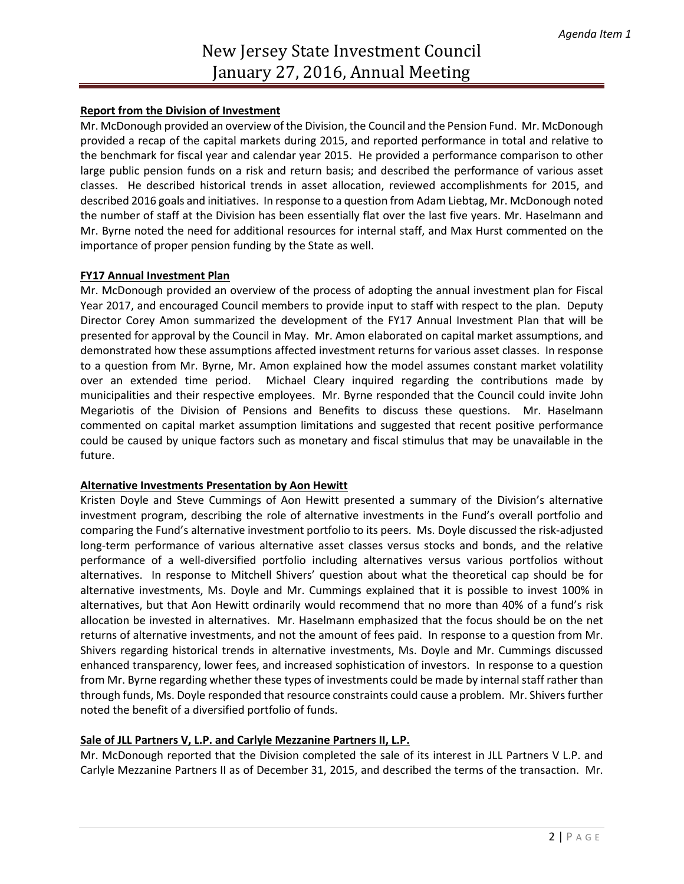**Report from the Division of Investment**

Mr. McDonough provided an overview of the Division, the Council and the Pension Fund. Mr. McDonough provided a recap of the capital markets during 2015, and reported performance in total and relative to the benchmark for fiscal year and calendar year 2015. He provided a performance comparison to other large public pension funds on a risk and return basis; and described the performance of various asset classes. He described historical trends in asset allocation, reviewed accomplishments for 2015, and described 2016 goals and initiatives. In response to a question from Adam Liebtag, Mr. McDonough noted the number of staff at the Division has been essentially flat over the last five years. Mr. Haselmann and Mr. Byrne noted the need for additional resources for internal staff, and Max Hurst commented on the importance of proper pension funding by the State as well.

**FY17 Annual Investment Plan**

Mr. McDonough provided an overview of the process of adopting the annual investment plan for Fiscal Year 2017, and encouraged Council members to provide input to staff with respect to the plan. Deputy Director Corey Amon summarized the development of the FY17 Annual Investment Plan that will be presented for approval by the Council in May. Mr. Amon elaborated on capital market assumptions, and demonstrated how these assumptions affected investment returns for various asset classes. In response to a question from Mr. Byrne, Mr. Amon explained how the model assumes constant market volatility over an extended time period. Michael Cleary inquired regarding the contributions made by municipalities and their respective employees. Mr. Byrne responded that the Council could invite John Megariotis of the Division of Pensions and Benefits to discuss these questions. Mr. Haselmann commented on capital market assumption limitations and suggested that recent positive performance could be caused by unique factors such as monetary and fiscal stimulus that may be unavailable in the future.

**Alternative Investments Presentation by Aon Hewitt**

Kristen Doyle and Steve Cummings of Aon Hewitt presented a summary of the Division's alternative investment program, describing the role of alternative investments in the Fund's overall portfolio and comparing the Fund's alternative investment portfolio to its peers. Ms. Doyle discussed the risk-adjusted long-term performance of various alternative asset classes versus stocks and bonds, and the relative performance of a well-diversified portfolio including alternatives versus various portfolios without alternatives. In response to Mitchell Shivers' question about what the theoretical cap should be for alternative investments, Ms. Doyle and Mr. Cummings explained that it is possible to invest 100% in alternatives, but that Aon Hewitt ordinarily would recommend that no more than 40% of a fund's risk allocation be invested in alternatives. Mr. Haselmann emphasized that the focus should be on the net returns of alternative investments, and not the amount of fees paid. In response to a question from Mr. Shivers regarding historical trends in alternative investments, Ms. Doyle and Mr. Cummings discussed enhanced transparency, lower fees, and increased sophistication of investors. In response to a question from Mr. Byrne regarding whether these types of investments could be made by internal staff rather than through funds, Ms. Doyle responded that resource constraints could cause a problem. Mr. Shivers further noted the benefit of a diversified portfolio of funds.

**Sale of JLL Partners V, L.P. and Carlyle Mezzanine Partners II, L.P.**

Mr. McDonough reported that the Division completed the sale of its interest in JLL Partners V L.P. and Carlyle Mezzanine Partners II as of December 31, 2015, and described the terms of the transaction. Mr.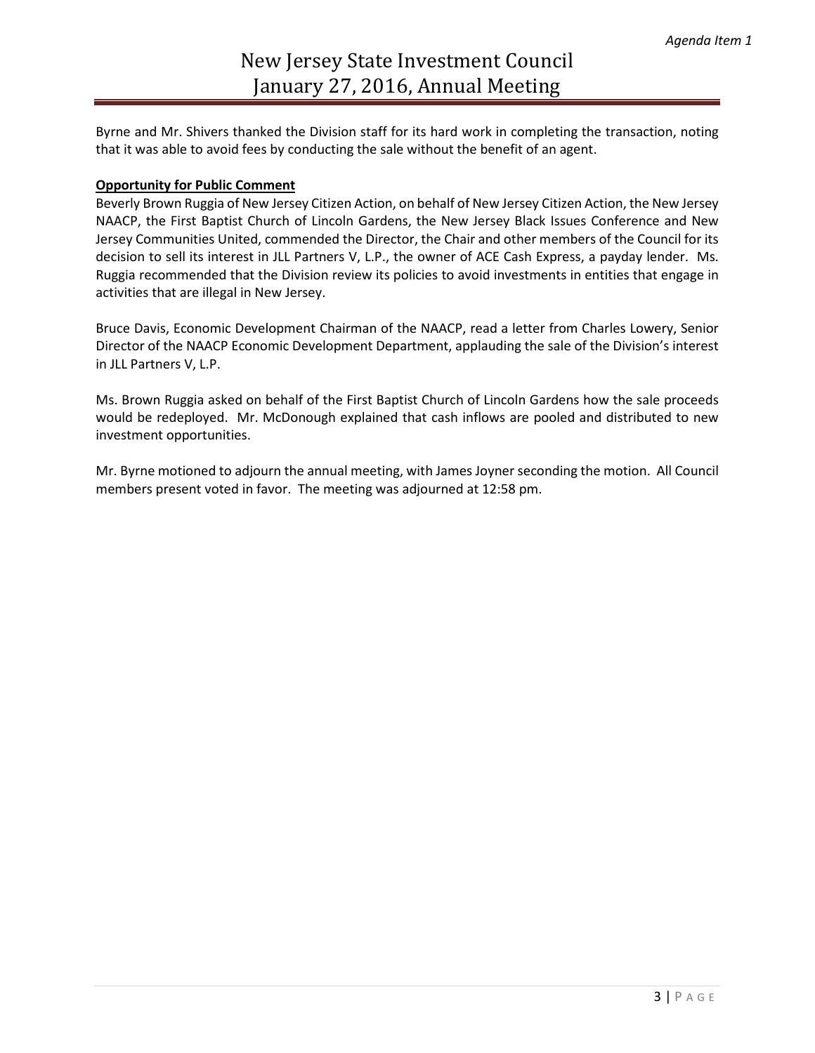Byrne and Mr. Shivers thanked the Division staff for its hard work in completing the transaction, noting that it was able to avoid fees by conducting the sale without the benefit of an agent.

**Opportunity for Public Comment**

Beverly Brown Ruggia of New Jersey Citizen Action, on behalf of New Jersey Citizen Action, the New Jersey NAACP, the First Baptist Church of Lincoln Gardens, the New Jersey Black Issues Conference and New Jersey Communities United, commended the Director, the Chair and other members of the Council for its decision to sell its interest in JLL Partners V, L.P., the owner of ACE Cash Express, a payday lender. Ms. Ruggia recommended that the Division review its policies to avoid investments in entities that engage in activities that are illegal in New Jersey.

Bruce Davis, Economic Development Chairman of the NAACP, read a letter from Charles Lowery, Senior Director of the NAACP Economic Development Department, applauding the sale of the Division's interest in JLL Partners V, L.P.

Ms. Brown Ruggia asked on behalf of the First Baptist Church of Lincoln Gardens how the sale proceeds would be redeployed. Mr. McDonough explained that cash inflows are pooled and distributed to new investment opportunities.

Mr. Byrne motioned to adjourn the annual meeting, with James Joyner seconding the motion. All Council members present voted in favor. The meeting was adjourned at 12:58 pm.